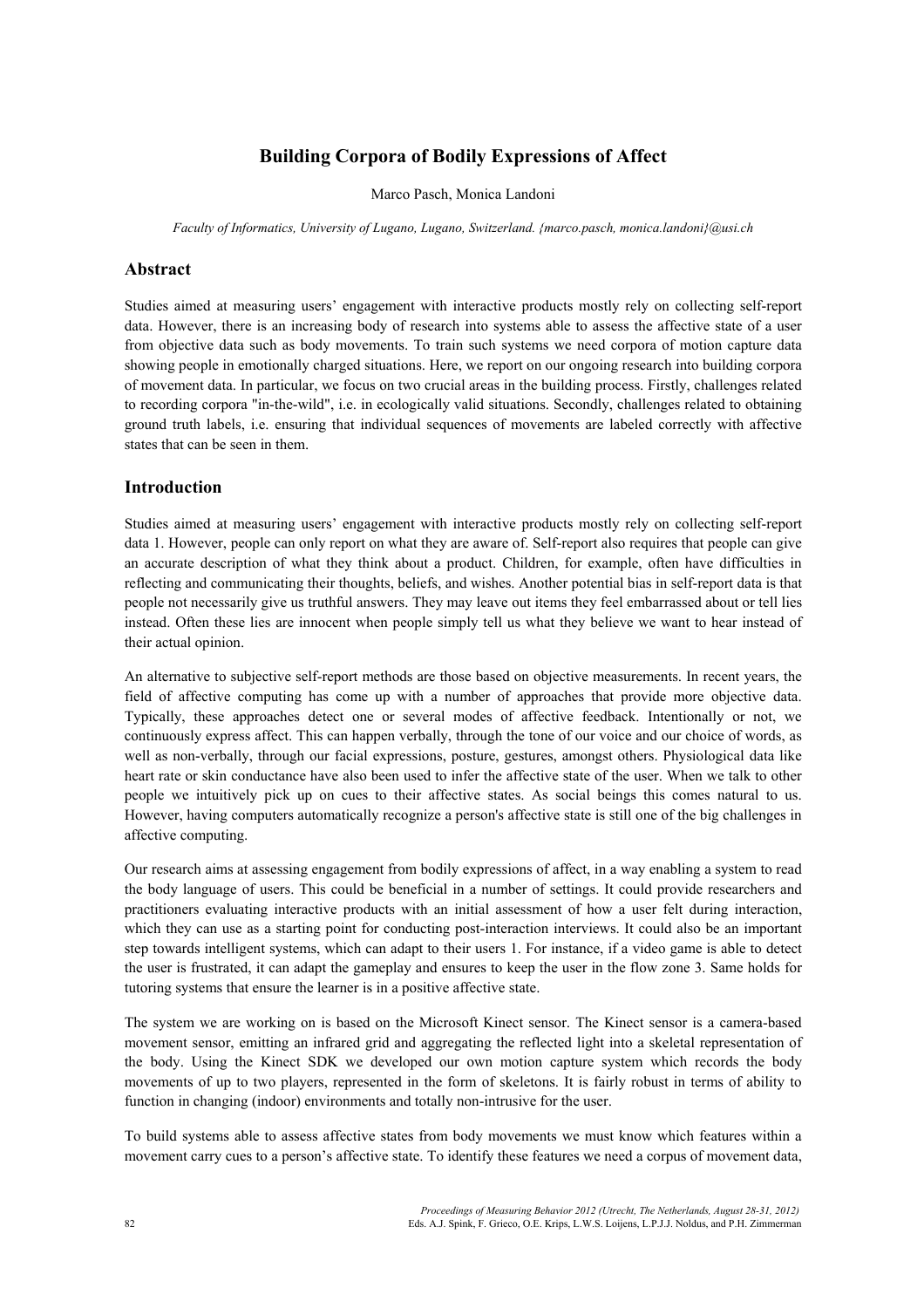# Building Corpora of Bodily Expressions of Affect

Marco Pasch, Monica Landoni

*Faculty of Informatics, University of Lugano, Lugano, Switzerland. {marco.pasch, monica.landoni}@usi.ch*

## Abstract

Studies aimed at measuring users' engagement with interactive products mostly rely on collecting self-report data. However, there is an increasing body of research into systems able to assess the affective state of a user from objective data such as body movements. To train such systems we need corpora of motion capture data showing people in emotionally charged situations. Here, we report on our ongoing research into building corpora of movement data. In particular, we focus on two crucial areas in the building process. Firstly, challenges related to recording corpora "in-the-wild", i.e. in ecologically valid situations. Secondly, challenges related to obtaining ground truth labels, i.e. ensuring that individual sequences of movements are labeled correctly with affective states that can be seen in them.

## Introduction

Studies aimed at measuring users' engagement with interactive products mostly rely on collecting self-report data 1. However, people can only report on what they are aware of. Self-report also requires that people can give an accurate description of what they think about a product. Children, for example, often have difficulties in reflecting and communicating their thoughts, beliefs, and wishes. Another potential bias in self-report data is that people not necessarily give us truthful answers. They may leave out items they feel embarrassed about or tell lies instead. Often these lies are innocent when people simply tell us what they believe we want to hear instead of their actual opinion.

An alternative to subjective self-report methods are those based on objective measurements. In recent years, the field of affective computing has come up with a number of approaches that provide more objective data. Typically, these approaches detect one or several modes of affective feedback. Intentionally or not, we continuously express affect. This can happen verbally, through the tone of our voice and our choice of words, as well as non-verbally, through our facial expressions, posture, gestures, amongst others. Physiological data like heart rate or skin conductance have also been used to infer the affective state of the user. When we talk to other people we intuitively pick up on cues to their affective states. As social beings this comes natural to us. However, having computers automatically recognize a person's affective state is still one of the big challenges in affective computing.

Our research aims at assessing engagement from bodily expressions of affect, in a way enabling a system to read the body language of users. This could be beneficial in a number of settings. It could provide researchers and practitioners evaluating interactive products with an initial assessment of how a user felt during interaction, which they can use as a starting point for conducting post-interaction interviews. It could also be an important step towards intelligent systems, which can adapt to their users 1. For instance, if a video game is able to detect the user is frustrated, it can adapt the gameplay and ensures to keep the user in the flow zone 3. Same holds for tutoring systems that ensure the learner is in a positive affective state.

The system we are working on is based on the Microsoft Kinect sensor. The Kinect sensor is a camera-based movement sensor, emitting an infrared grid and aggregating the reflected light into a skeletal representation of the body. Using the Kinect SDK we developed our own motion capture system which records the body movements of up to two players, represented in the form of skeletons. It is fairly robust in terms of ability to function in changing (indoor) environments and totally non-intrusive for the user.

To build systems able to assess affective states from body movements we must know which features within a movement carry cues to a person's affective state. To identify these features we need a corpus of movement data,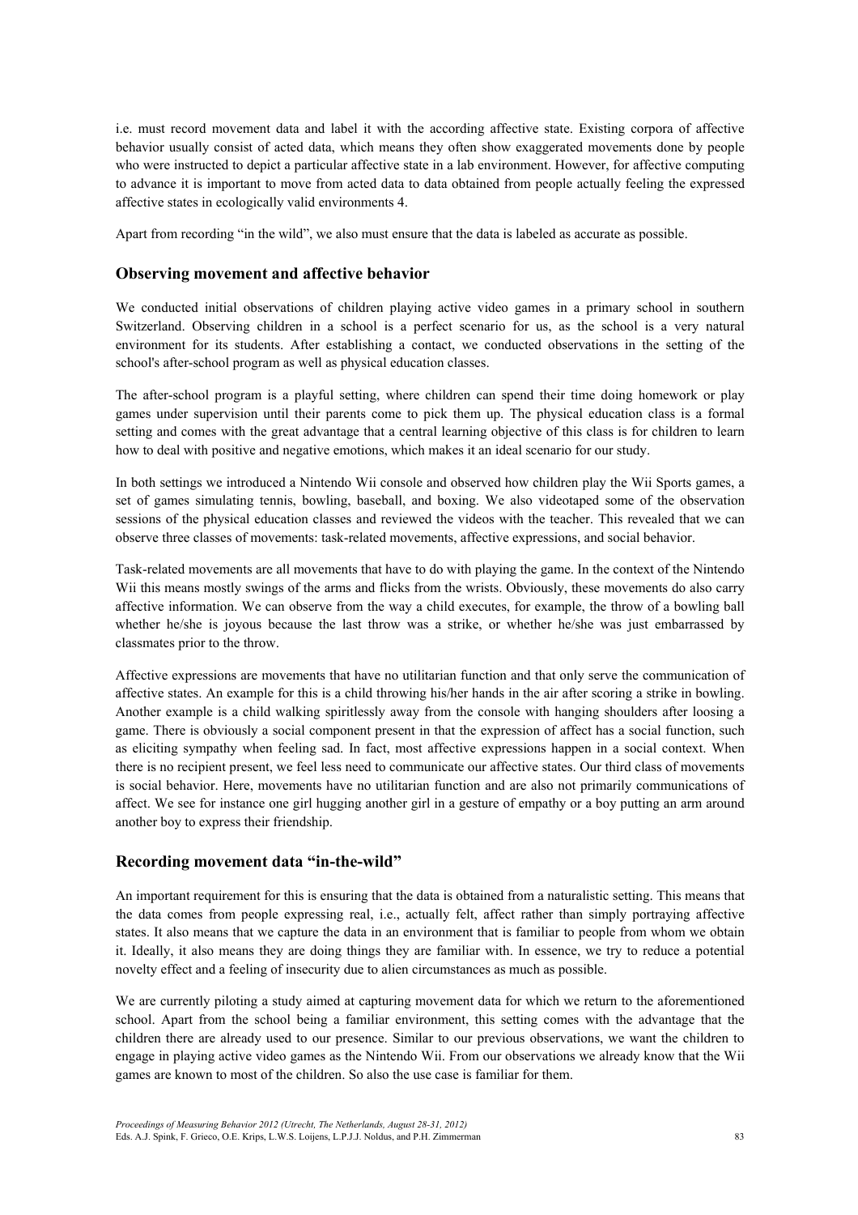i.e. must record movement data and label it with the according affective state. Existing corpora of affective behavior usually consist of acted data, which means they often show exaggerated movements done by people who were instructed to depict a particular affective state in a lab environment. However, for affective computing to advance it is important to move from acted data to data obtained from people actually feeling the expressed affective states in ecologically valid environments 4.

Apart from recording "in the wild", we also must ensure that the data is labeled as accurate as possible.

## Observing movement and affective behavior

We conducted initial observations of children playing active video games in a primary school in southern Switzerland. Observing children in a school is a perfect scenario for us, as the school is a very natural environment for its students. After establishing a contact, we conducted observations in the setting of the school's after-school program as well as physical education classes.

The after-school program is a playful setting, where children can spend their time doing homework or play games under supervision until their parents come to pick them up. The physical education class is a formal setting and comes with the great advantage that a central learning objective of this class is for children to learn how to deal with positive and negative emotions, which makes it an ideal scenario for our study.

In both settings we introduced a Nintendo Wii console and observed how children play the Wii Sports games, a set of games simulating tennis, bowling, baseball, and boxing. We also videotaped some of the observation sessions of the physical education classes and reviewed the videos with the teacher. This revealed that we can observe three classes of movements: task-related movements, affective expressions, and social behavior.

Task-related movements are all movements that have to do with playing the game. In the context of the Nintendo Wii this means mostly swings of the arms and flicks from the wrists. Obviously, these movements do also carry affective information. We can observe from the way a child executes, for example, the throw of a bowling ball whether he/she is joyous because the last throw was a strike, or whether he/she was just embarrassed by classmates prior to the throw.

Affective expressions are movements that have no utilitarian function and that only serve the communication of affective states. An example for this is a child throwing his/her hands in the air after scoring a strike in bowling. Another example is a child walking spiritlessly away from the console with hanging shoulders after loosing a game. There is obviously a social component present in that the expression of affect has a social function, such as eliciting sympathy when feeling sad. In fact, most affective expressions happen in a social context. When there is no recipient present, we feel less need to communicate our affective states. Our third class of movements is social behavior. Here, movements have no utilitarian function and are also not primarily communications of affect. We see for instance one girl hugging another girl in a gesture of empathy or a boy putting an arm around another boy to express their friendship.

## Recording movement data "in-the-wild"

An important requirement for this is ensuring that the data is obtained from a naturalistic setting. This means that the data comes from people expressing real, i.e., actually felt, affect rather than simply portraying affective states. It also means that we capture the data in an environment that is familiar to people from whom we obtain it. Ideally, it also means they are doing things they are familiar with. In essence, we try to reduce a potential novelty effect and a feeling of insecurity due to alien circumstances as much as possible.

We are currently piloting a study aimed at capturing movement data for which we return to the aforementioned school. Apart from the school being a familiar environment, this setting comes with the advantage that the children there are already used to our presence. Similar to our previous observations, we want the children to engage in playing active video games as the Nintendo Wii. From our observations we already know that the Wii games are known to most of the children. So also the use case is familiar for them.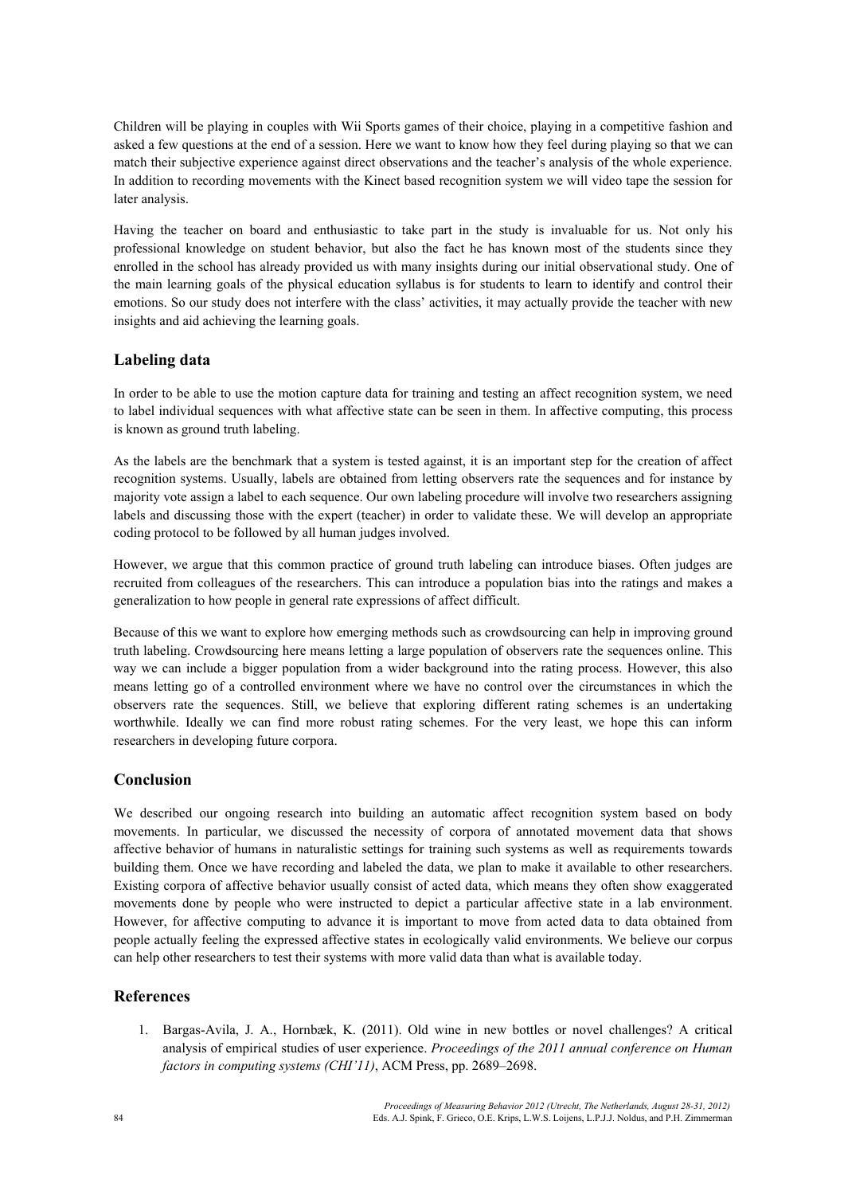Children will be playing in couples with Wii Sports games of their choice, playing in a competitive fashion and asked a few questions at the end of a session. Here we want to know how they feel during playing so that we can match their subjective experience against direct observations and the teacher's analysis of the whole experience. In addition to recording movements with the Kinect based recognition system we will video tape the session for later analysis.

Having the teacher on board and enthusiastic to take part in the study is invaluable for us. Not only his professional knowledge on student behavior, but also the fact he has known most of the students since they enrolled in the school has already provided us with many insights during our initial observational study. One of the main learning goals of the physical education syllabus is for students to learn to identify and control their emotions. So our study does not interfere with the class' activities, it may actually provide the teacher with new insights and aid achieving the learning goals.

## Labeling data

In order to be able to use the motion capture data for training and testing an affect recognition system, we need to label individual sequences with what affective state can be seen in them. In affective computing, this process is known as ground truth labeling.

As the labels are the benchmark that a system is tested against, it is an important step for the creation of affect recognition systems. Usually, labels are obtained from letting observers rate the sequences and for instance by majority vote assign a label to each sequence. Our own labeling procedure will involve two researchers assigning labels and discussing those with the expert (teacher) in order to validate these. We will develop an appropriate coding protocol to be followed by all human judges involved.

However, we argue that this common practice of ground truth labeling can introduce biases. Often judges are recruited from colleagues of the researchers. This can introduce a population bias into the ratings and makes a generalization to how people in general rate expressions of affect difficult.

Because of this we want to explore how emerging methods such as crowdsourcing can help in improving ground truth labeling. Crowdsourcing here means letting a large population of observers rate the sequences online. This way we can include a bigger population from a wider background into the rating process. However, this also means letting go of a controlled environment where we have no control over the circumstances in which the observers rate the sequences. Still, we believe that exploring different rating schemes is an undertaking worthwhile. Ideally we can find more robust rating schemes. For the very least, we hope this can inform researchers in developing future corpora.

## Conclusion

We described our ongoing research into building an automatic affect recognition system based on body movements. In particular, we discussed the necessity of corpora of annotated movement data that shows affective behavior of humans in naturalistic settings for training such systems as well as requirements towards building them. Once we have recording and labeled the data, we plan to make it available to other researchers. Existing corpora of affective behavior usually consist of acted data, which means they often show exaggerated movements done by people who were instructed to depict a particular affective state in a lab environment. However, for affective computing to advance it is important to move from acted data to data obtained from people actually feeling the expressed affective states in ecologically valid environments. We believe our corpus can help other researchers to test their systems with more valid data than what is available today.

## References

1. Bargas-Avila, J. A., Hornbæk, K. (2011). Old wine in new bottles or novel challenges? A critical analysis of empirical studies of user experience. *Proceedings of the 2011 annual conference on Human factors in computing systems (CHI'11)*, ACM Press, pp. 2689–2698.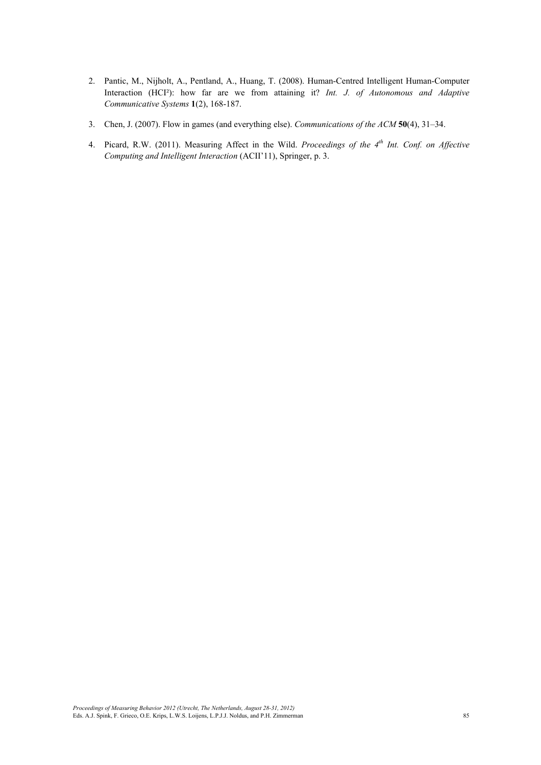2. Pantic, M., Nijholt, A., Pentland, A., Huang, T. (2008). Human-Centred Intelligent Human-Computer Interaction (HCI²): how far are we from attaining it? *Int. J. of Autonomous and Adaptive Communicative Systems* **1**(2), 168-187.

3. Chen, J. (2007). Flow in games (and everything else). *Communications of the ACM* **50**(4), 31–34.

4. Picard, R.W. (2011). Measuring Affect in the Wild. *Proceedings of the 4th Int. Conf. on Affective Computing and Intelligent Interaction* (ACII'11), Springer, p. 3.